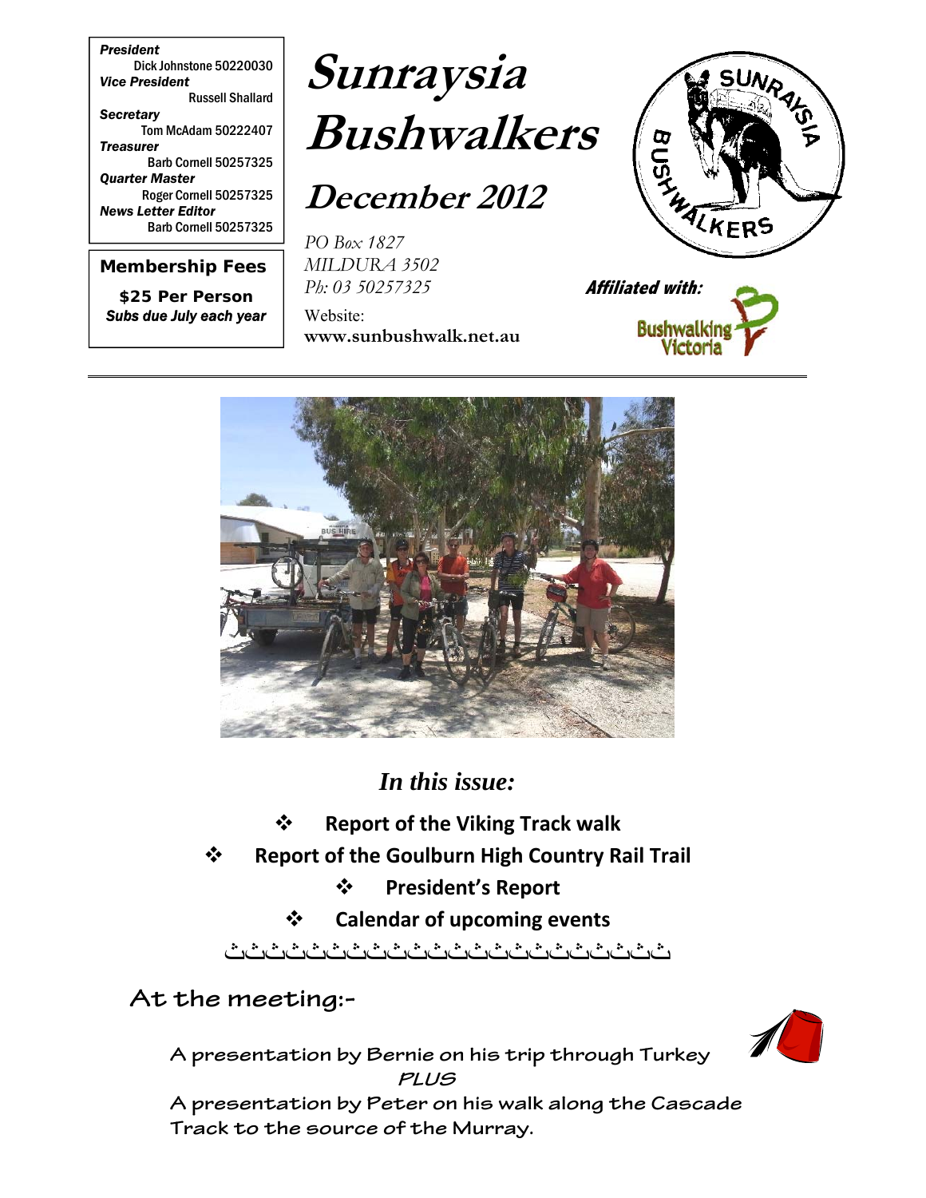*President*
Dick Johnstone 50220030
*Vice President*
Russell Shallard
*Secretary*
Tom McAdam 50222407
*Treasurer*
Barb Cornell 50257325
*Quarter Master*
Roger Cornell 50257325
*News Letter Editor*
Barb Cornell 50257325

**Membership Fees**

**$25 Per Person**
***Subs due July each year***

# Sunraysia Bushwalkers

## December 2012

*PO Box 1827*
*MILDURA 3502*
*Ph: 03 50257325*

Website:
**www.sunbushwalk.net.au**

***Affiliated with:***
Bushwalking Victoria

---

## *In this issue:*

- **Report of the Viking Track walk**
- **Report of the Goulburn High Country Rail Trail**
- **President's Report**
- **Calendar of upcoming events**

## At the meeting:-

**A presentation by Bernie on his trip through Turkey**
***PLUS***
**A presentation by Peter on his walk along the Cascade Track to the source of the Murray.**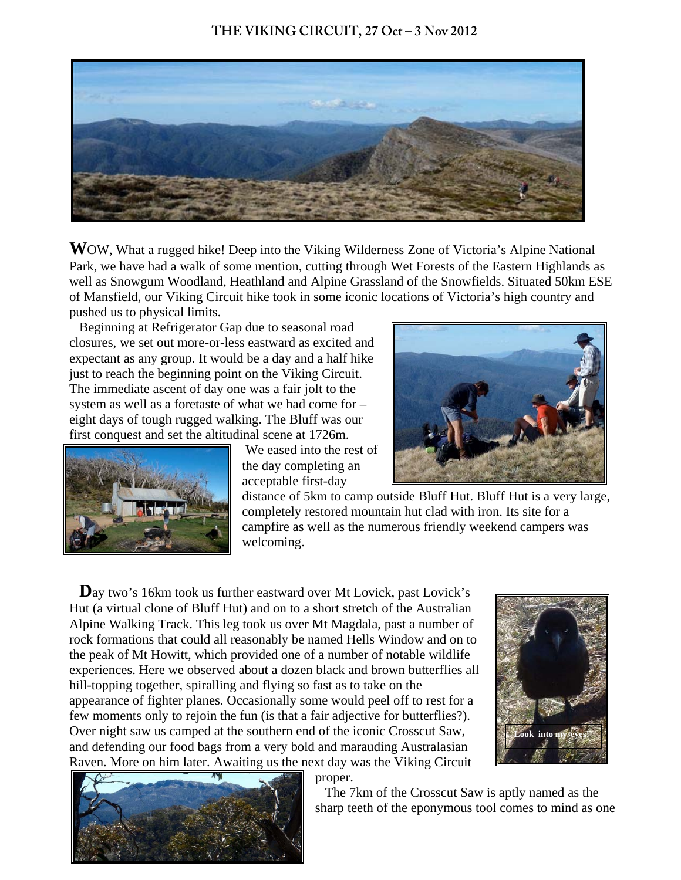# THE VIKING CIRCUIT, 27 Oct – 3 Nov 2012

**W**OW, What a rugged hike! Deep into the Viking Wilderness Zone of Victoria's Alpine National Park, we have had a walk of some mention, cutting through Wet Forests of the Eastern Highlands as well as Snowgum Woodland, Heathland and Alpine Grassland of the Snowfields. Situated 50km ESE of Mansfield, our Viking Circuit hike took in some iconic locations of Victoria's high country and pushed us to physical limits.

Beginning at Refrigerator Gap due to seasonal road closures, we set out more-or-less eastward as excited and expectant as any group. It would be a day and a half hike just to reach the beginning point on the Viking Circuit. The immediate ascent of day one was a fair jolt to the system as well as a foretaste of what we had come for – eight days of tough rugged walking. The Bluff was our first conquest and set the altitudinal scene at 1726m.

We eased into the rest of the day completing an acceptable first-day distance of 5km to camp outside Bluff Hut. Bluff Hut is a very large, completely restored mountain hut clad with iron. Its site for a campfire as well as the numerous friendly weekend campers was welcoming.

**D**ay two's 16km took us further eastward over Mt Lovick, past Lovick's Hut (a virtual clone of Bluff Hut) and on to a short stretch of the Australian Alpine Walking Track. This leg took us over Mt Magdala, past a number of rock formations that could all reasonably be named Hells Window and on to the peak of Mt Howitt, which provided one of a number of notable wildlife experiences. Here we observed about a dozen black and brown butterflies all hill-topping together, spiralling and flying so fast as to take on the appearance of fighter planes. Occasionally some would peel off to rest for a few moments only to rejoin the fun (is that a fair adjective for butterflies?). Over night saw us camped at the southern end of the iconic Crosscut Saw, and defending our food bags from a very bold and marauding Australasian Raven. More on him later. Awaiting us the next day was the Viking Circuit proper.

Look into my eyes!

The 7km of the Crosscut Saw is aptly named as the sharp teeth of the eponymous tool comes to mind as one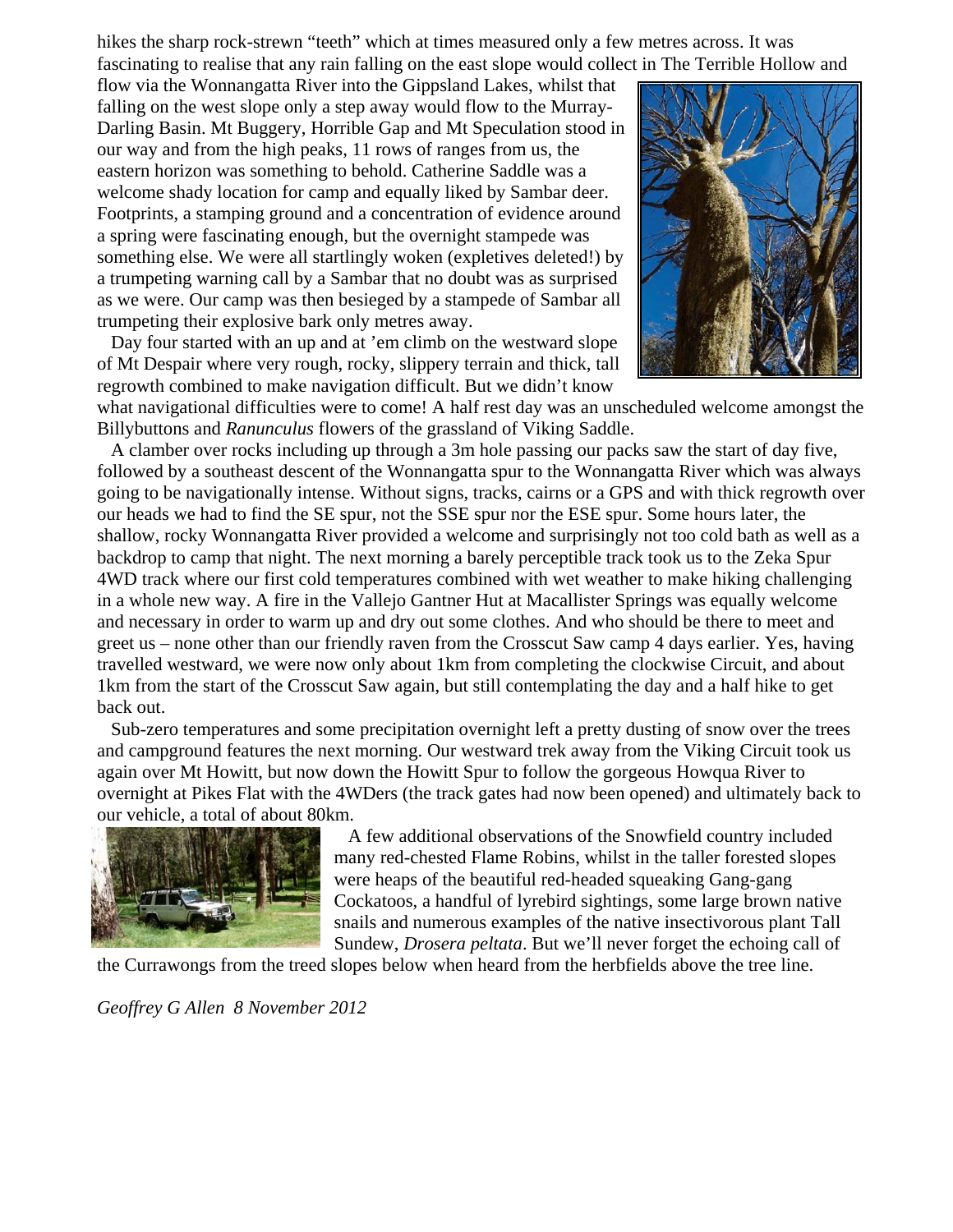hikes the sharp rock-strewn "teeth" which at times measured only a few metres across. It was fascinating to realise that any rain falling on the east slope would collect in The Terrible Hollow and flow via the Wonnangatta River into the Gippsland Lakes, whilst that falling on the west slope only a step away would flow to the Murray-Darling Basin. Mt Buggery, Horrible Gap and Mt Speculation stood in our way and from the high peaks, 11 rows of ranges from us, the eastern horizon was something to behold. Catherine Saddle was a welcome shady location for camp and equally liked by Sambar deer. Footprints, a stamping ground and a concentration of evidence around a spring were fascinating enough, but the overnight stampede was something else. We were all startlingly woken (expletives deleted!) by a trumpeting warning call by a Sambar that no doubt was as surprised as we were. Our camp was then besieged by a stampede of Sambar all trumpeting their explosive bark only metres away.

Day four started with an up and at 'em climb on the westward slope of Mt Despair where very rough, rocky, slippery terrain and thick, tall regrowth combined to make navigation difficult. But we didn't know what navigational difficulties were to come! A half rest day was an unscheduled welcome amongst the Billybuttons and *Ranunculus* flowers of the grassland of Viking Saddle.

A clamber over rocks including up through a 3m hole passing our packs saw the start of day five, followed by a southeast descent of the Wonnangatta spur to the Wonnangatta River which was always going to be navigationally intense. Without signs, tracks, cairns or a GPS and with thick regrowth over our heads we had to find the SE spur, not the SSE spur nor the ESE spur. Some hours later, the shallow, rocky Wonnangatta River provided a welcome and surprisingly not too cold bath as well as a backdrop to camp that night. The next morning a barely perceptible track took us to the Zeka Spur 4WD track where our first cold temperatures combined with wet weather to make hiking challenging in a whole new way. A fire in the Vallejo Gantner Hut at Macallister Springs was equally welcome and necessary in order to warm up and dry out some clothes. And who should be there to meet and greet us – none other than our friendly raven from the Crosscut Saw camp 4 days earlier. Yes, having travelled westward, we were now only about 1km from completing the clockwise Circuit, and about 1km from the start of the Crosscut Saw again, but still contemplating the day and a half hike to get back out.

Sub-zero temperatures and some precipitation overnight left a pretty dusting of snow over the trees and campground features the next morning. Our westward trek away from the Viking Circuit took us again over Mt Howitt, but now down the Howitt Spur to follow the gorgeous Howqua River to overnight at Pikes Flat with the 4WDers (the track gates had now been opened) and ultimately back to our vehicle, a total of about 80km.

A few additional observations of the Snowfield country included many red-chested Flame Robins, whilst in the taller forested slopes were heaps of the beautiful red-headed squeaking Gang-gang Cockatoos, a handful of lyrebird sightings, some large brown native snails and numerous examples of the native insectivorous plant Tall Sundew, *Drosera peltata*. But we'll never forget the echoing call of the Currawongs from the treed slopes below when heard from the herbfields above the tree line.

*Geoffrey G Allen 8 November 2012*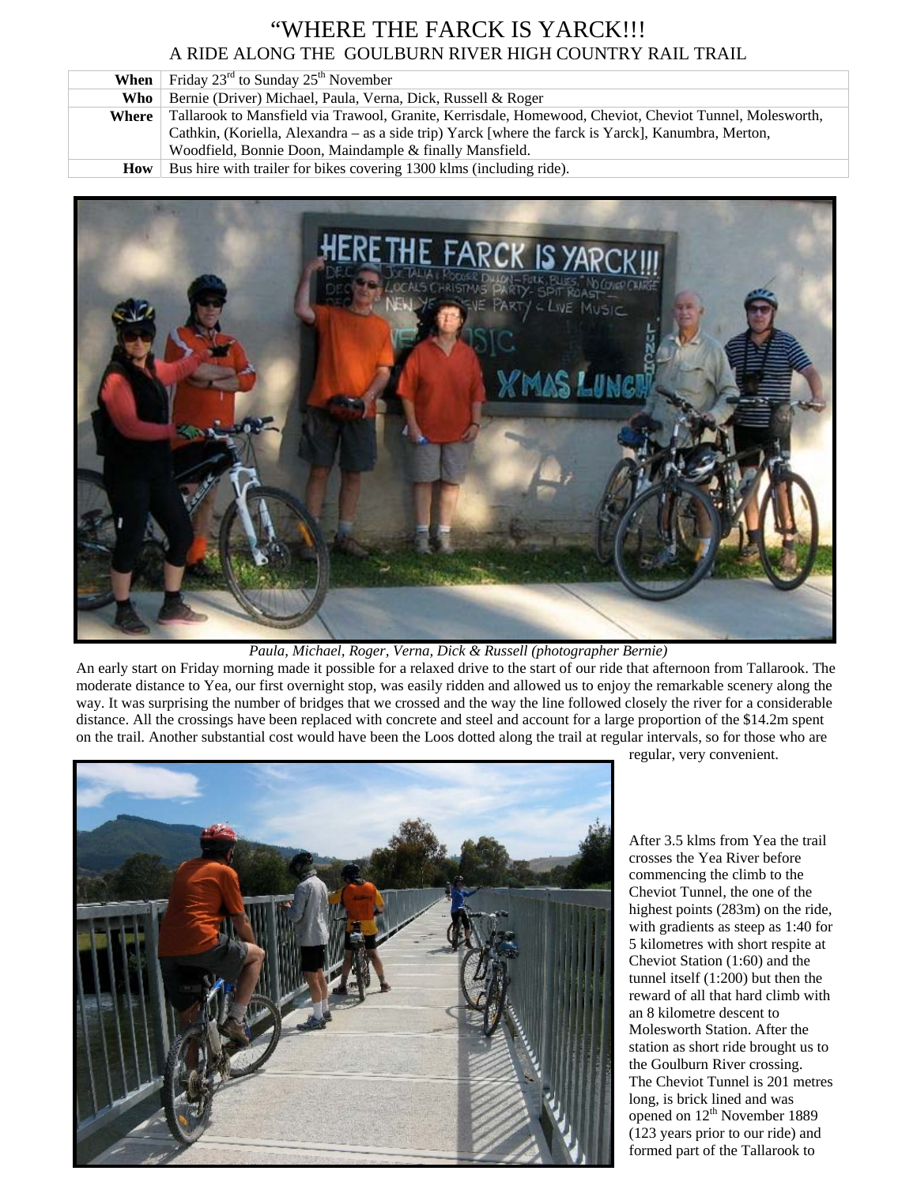# "WHERE THE FARCK IS YARCK!!!

## A RIDE ALONG THE GOULBURN RIVER HIGH COUNTRY RAIL TRAIL

| | |
|---|---|
| **When** | Friday 23rd to Sunday 25th November |
| **Who** | Bernie (Driver) Michael, Paula, Verna, Dick, Russell & Roger |
| **Where** | Tallarook to Mansfield via Trawool, Granite, Kerrisdale, Homewood, Cheviot, Cheviot Tunnel, Molesworth, Cathkin, (Koriella, Alexandra – as a side trip) Yarck [where the farck is Yarck], Kanumbra, Merton, Woodfield, Bonnie Doon, Maindample & finally Mansfield. |
| **How** | Bus hire with trailer for bikes covering 1300 klms (including ride). |

*Paula, Michael, Roger, Verna, Dick & Russell (photographer Bernie)*

An early start on Friday morning made it possible for a relaxed drive to the start of our ride that afternoon from Tallarook. The moderate distance to Yea, our first overnight stop, was easily ridden and allowed us to enjoy the remarkable scenery along the way. It was surprising the number of bridges that we crossed and the way the line followed closely the river for a considerable distance. All the crossings have been replaced with concrete and steel and account for a large proportion of the $14.2m spent on the trail. Another substantial cost would have been the Loos dotted along the trail at regular intervals, so for those who are regular, very convenient.

After 3.5 klms from Yea the trail crosses the Yea River before commencing the climb to the Cheviot Tunnel, the one of the highest points (283m) on the ride, with gradients as steep as 1:40 for 5 kilometres with short respite at Cheviot Station (1:60) and the tunnel itself (1:200) but then the reward of all that hard climb with an 8 kilometre descent to Molesworth Station. After the station as short ride brought us to the Goulburn River crossing. The Cheviot Tunnel is 201 metres long, is brick lined and was opened on 12th November 1889 (123 years prior to our ride) and formed part of the Tallarook to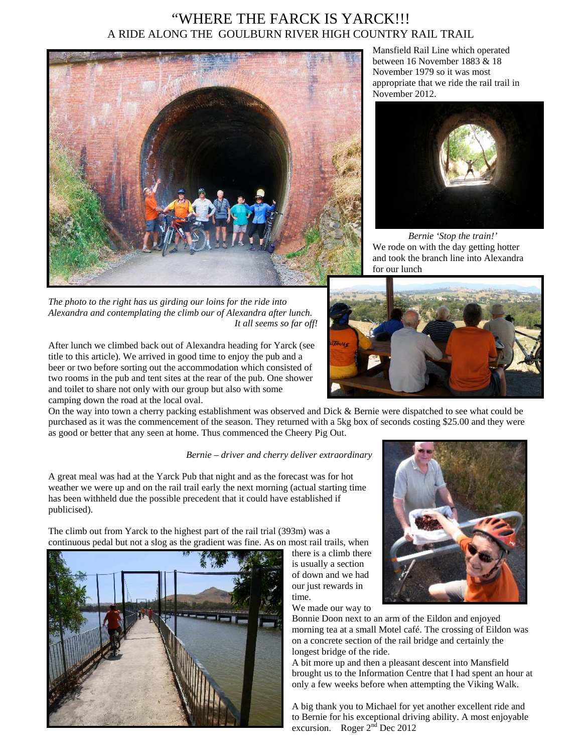# "WHERE THE FARCK IS YARCK!!!

## A RIDE ALONG THE GOULBURN RIVER HIGH COUNTRY RAIL TRAIL

Mansfield Rail Line which operated between 16 November 1883 & 18 November 1979 so it was most appropriate that we ride the rail trail in November 2012.

*Bernie 'Stop the train!'*

We rode on with the day getting hotter and took the branch line into Alexandra for our lunch

*The photo to the right has us girding our loins for the ride into Alexandra and contemplating the climb our of Alexandra after lunch. It all seems so far off!*

After lunch we climbed back out of Alexandra heading for Yarck (see title to this article). We arrived in good time to enjoy the pub and a beer or two before sorting out the accommodation which consisted of two rooms in the pub and tent sites at the rear of the pub. One shower and toilet to share not only with our group but also with some camping down the road at the local oval.

On the way into town a cherry packing establishment was observed and Dick & Bernie were dispatched to see what could be purchased as it was the commencement of the season. They returned with a 5kg box of seconds costing $25.00 and they were as good or better that any seen at home. Thus commenced the Cheery Pig Out.

*Bernie – driver and cherry deliver extraordinary*

A great meal was had at the Yarck Pub that night and as the forecast was for hot weather we were up and on the rail trail early the next morning (actual starting time has been withheld due the possible precedent that it could have established if publicised).

The climb out from Yarck to the highest part of the rail trial (393m) was a continuous pedal but not a slog as the gradient was fine. As on most rail trails, when there is a climb there is usually a section of down and we had our just rewards in time.

We made our way to Bonnie Doon next to an arm of the Eildon and enjoyed morning tea at a small Motel café. The crossing of Eildon was on a concrete section of the rail bridge and certainly the longest bridge of the ride.

A bit more up and then a pleasant descent into Mansfield brought us to the Information Centre that I had spent an hour at only a few weeks before when attempting the Viking Walk.

A big thank you to Michael for yet another excellent ride and to Bernie for his exceptional driving ability. A most enjoyable excursion. Roger 2nd Dec 2012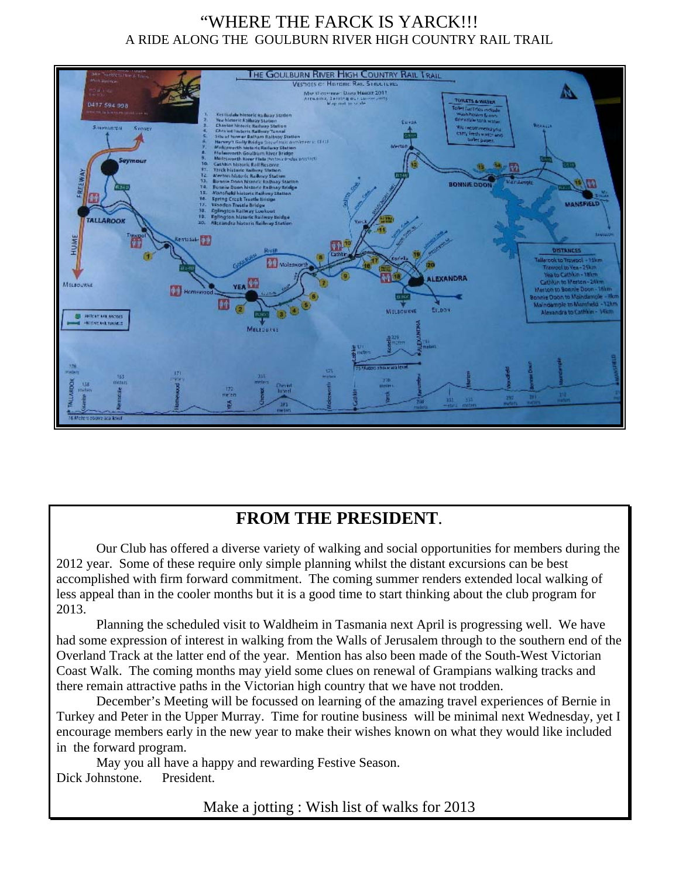“WHERE THE FARCK IS YARCK!!!

A RIDE ALONG THE GOULBURN RIVER HIGH COUNTRY RAIL TRAIL

## FROM THE PRESIDENT.

Our Club has offered a diverse variety of walking and social opportunities for members during the 2012 year. Some of these require only simple planning whilst the distant excursions can be best accomplished with firm forward commitment. The coming summer renders extended local walking of less appeal than in the cooler months but it is a good time to start thinking about the club program for 2013.

Planning the scheduled visit to Waldheim in Tasmania next April is progressing well. We have had some expression of interest in walking from the Walls of Jerusalem through to the southern end of the Overland Track at the latter end of the year. Mention has also been made of the South-West Victorian Coast Walk. The coming months may yield some clues on renewal of Grampians walking tracks and there remain attractive paths in the Victorian high country that we have not trodden.

December’s Meeting will be focussed on learning of the amazing travel experiences of Bernie in Turkey and Peter in the Upper Murray. Time for routine business will be minimal next Wednesday, yet I encourage members early in the new year to make their wishes known on what they would like included in the forward program.

May you all have a happy and rewarding Festive Season.

Dick Johnstone. President.

Make a jotting : Wish list of walks for 2013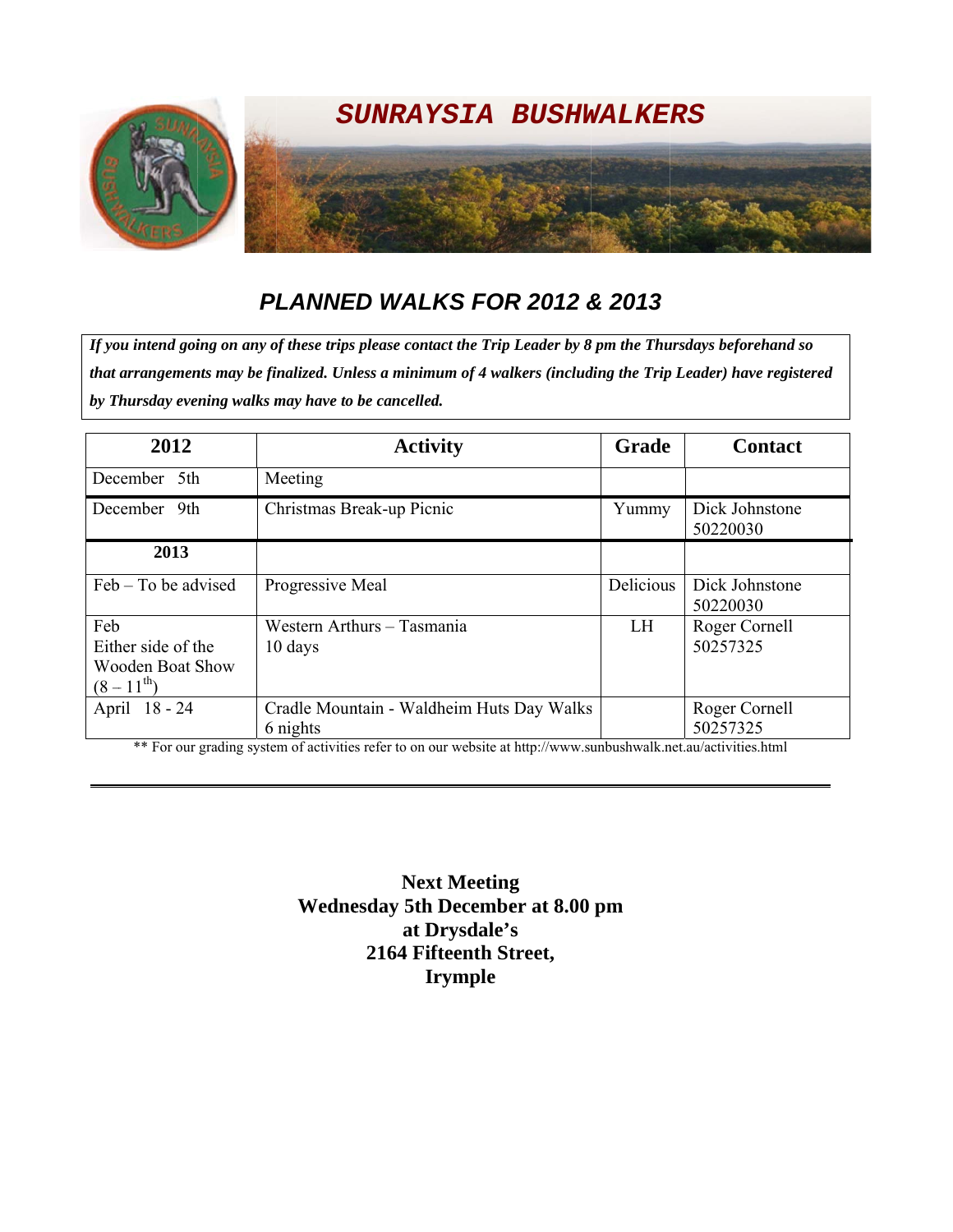# SUNRAYSIA BUSHWALKERS

## PLANNED WALKS FOR 2012 & 2013

***If you intend going on any of these trips please contact the Trip Leader by 8 pm the Thursdays beforehand so that arrangements may be finalized. Unless a minimum of 4 walkers (including the Trip Leader) have registered by Thursday evening walks may have to be cancelled.***

| 2012 | Activity | Grade | Contact |
|---|---|---|---|
| December 5th | Meeting | | |
| December 9th | Christmas Break-up Picnic | Yummy | Dick Johnstone 50220030 |
| **2013** | | | |
| Feb – To be advised | Progressive Meal | Delicious | Dick Johnstone 50220030 |
| Feb Either side of the Wooden Boat Show (8 – 11th) | Western Arthurs – Tasmania 10 days | LH | Roger Cornell 50257325 |
| April 18 - 24 | Cradle Mountain - Waldheim Huts Day Walks 6 nights | | Roger Cornell 50257325 |

** For our grading system of activities refer to on our website at http://www.sunbushwalk.net.au/activities.html

---

**Next Meeting**
**Wednesday 5th December at 8.00 pm**
**at Drysdale's**
**2164 Fifteenth Street,**
**Irymple**